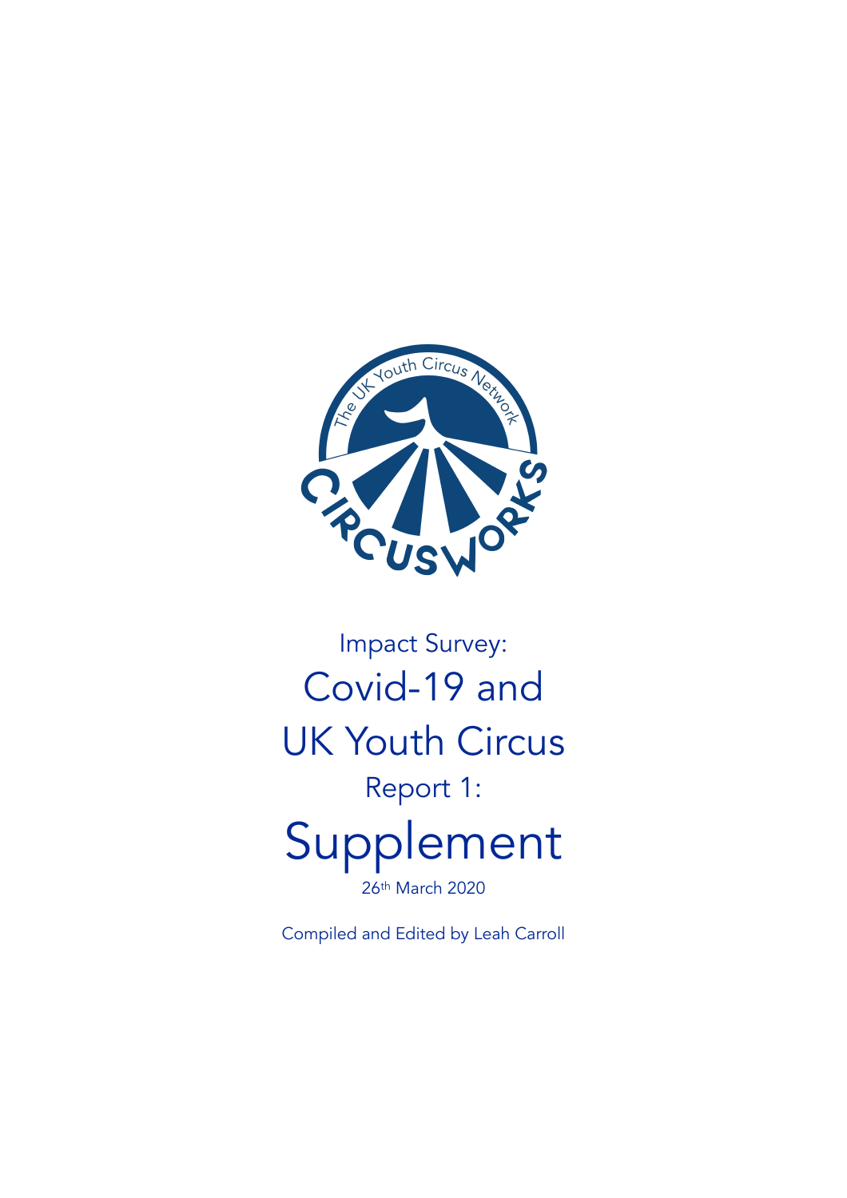Impact Survey:

# Covid-19 and UK Youth Circus

Report 1:

# Supplement

26th March 2020

Compiled and Edited by Leah Carroll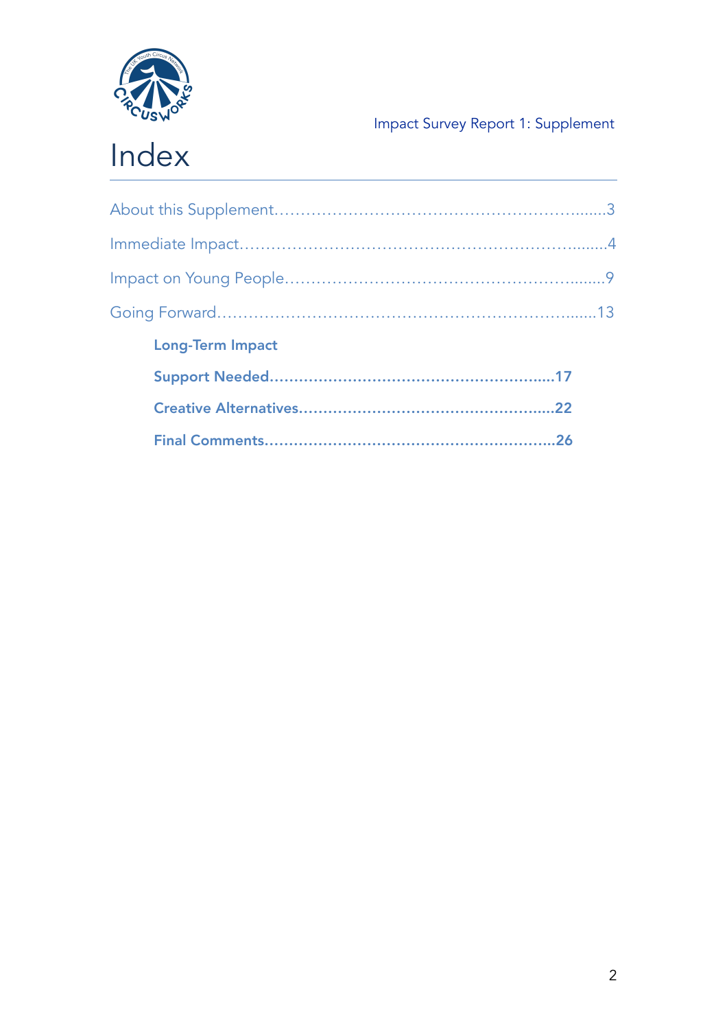Impact Survey Report 1: Supplement

# Index

About this Supplement……………………………………………………......3

Immediate Impact…………………………………………………………........4

Impact on Young People………………………………………………….......9

Going Forward……………………………………………………………......13

- **Long-Term Impact**
- **Support Needed…………………………………………………......17**
- **Creative Alternatives……………………………………………......22**
- **Final Comments…………………………………………………......26**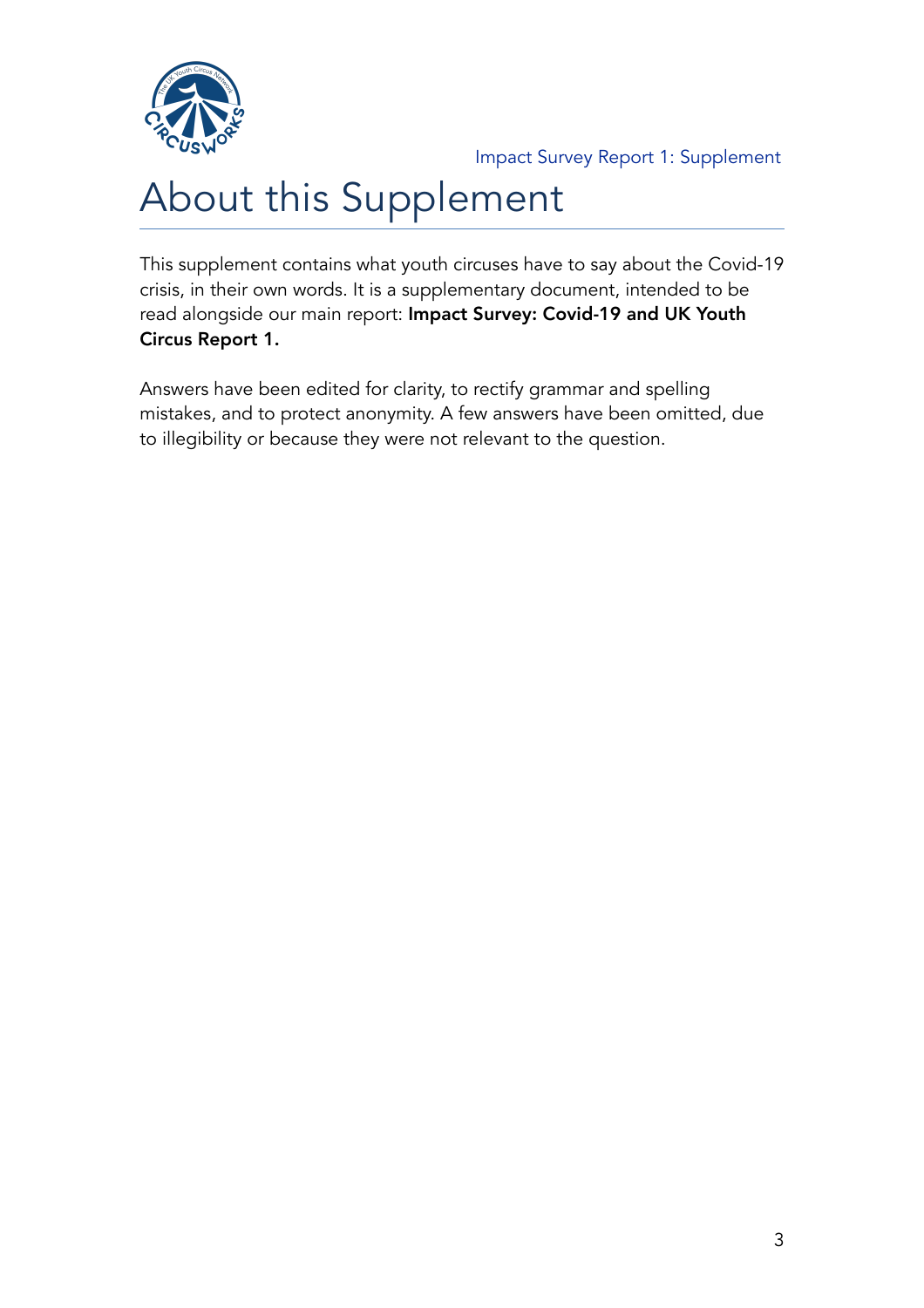# About this Supplement

This supplement contains what youth circuses have to say about the Covid-19 crisis, in their own words. It is a supplementary document, intended to be read alongside our main report: **Impact Survey: Covid-19 and UK Youth Circus Report 1.**

Answers have been edited for clarity, to rectify grammar and spelling mistakes, and to protect anonymity. A few answers have been omitted, due to illegibility or because they were not relevant to the question.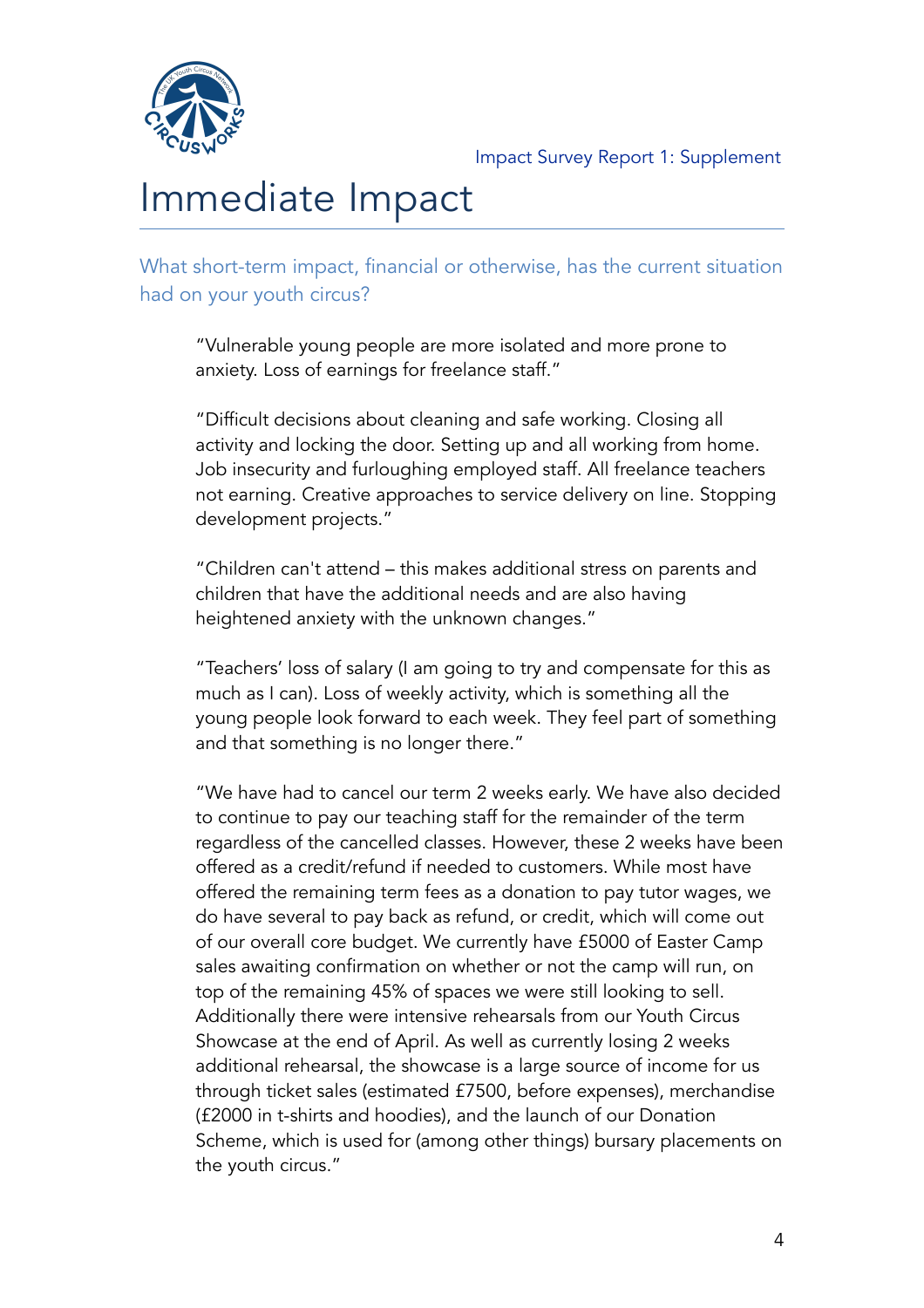# Immediate Impact

## What short-term impact, financial or otherwise, has the current situation had on your youth circus?

> "Vulnerable young people are more isolated and more prone to anxiety. Loss of earnings for freelance staff."

> "Difficult decisions about cleaning and safe working. Closing all activity and locking the door. Setting up and all working from home. Job insecurity and furloughing employed staff. All freelance teachers not earning. Creative approaches to service delivery on line. Stopping development projects."

> "Children can't attend – this makes additional stress on parents and children that have the additional needs and are also having heightened anxiety with the unknown changes."

> "Teachers' loss of salary (I am going to try and compensate for this as much as I can). Loss of weekly activity, which is something all the young people look forward to each week. They feel part of something and that something is no longer there."

> "We have had to cancel our term 2 weeks early. We have also decided to continue to pay our teaching staff for the remainder of the term regardless of the cancelled classes. However, these 2 weeks have been offered as a credit/refund if needed to customers. While most have offered the remaining term fees as a donation to pay tutor wages, we do have several to pay back as refund, or credit, which will come out of our overall core budget. We currently have £5000 of Easter Camp sales awaiting confirmation on whether or not the camp will run, on top of the remaining 45% of spaces we were still looking to sell. Additionally there were intensive rehearsals from our Youth Circus Showcase at the end of April. As well as currently losing 2 weeks additional rehearsal, the showcase is a large source of income for us through ticket sales (estimated £7500, before expenses), merchandise (£2000 in t-shirts and hoodies), and the launch of our Donation Scheme, which is used for (among other things) bursary placements on the youth circus."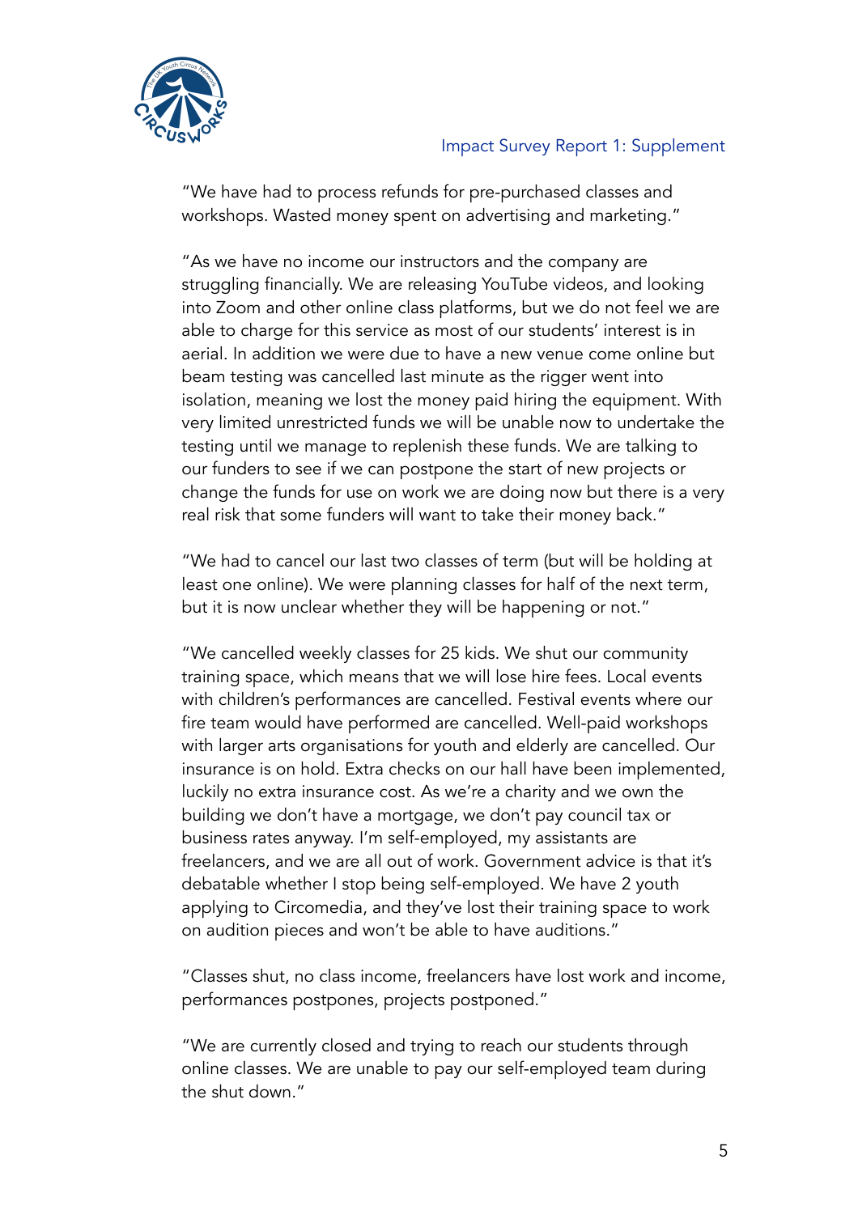"We have had to process refunds for pre-purchased classes and workshops. Wasted money spent on advertising and marketing."

"As we have no income our instructors and the company are struggling financially. We are releasing YouTube videos, and looking into Zoom and other online class platforms, but we do not feel we are able to charge for this service as most of our students' interest is in aerial. In addition we were due to have a new venue come online but beam testing was cancelled last minute as the rigger went into isolation, meaning we lost the money paid hiring the equipment. With very limited unrestricted funds we will be unable now to undertake the testing until we manage to replenish these funds. We are talking to our funders to see if we can postpone the start of new projects or change the funds for use on work we are doing now but there is a very real risk that some funders will want to take their money back."

"We had to cancel our last two classes of term (but will be holding at least one online). We were planning classes for half of the next term, but it is now unclear whether they will be happening or not."

"We cancelled weekly classes for 25 kids. We shut our community training space, which means that we will lose hire fees. Local events with children's performances are cancelled. Festival events where our fire team would have performed are cancelled. Well-paid workshops with larger arts organisations for youth and elderly are cancelled. Our insurance is on hold. Extra checks on our hall have been implemented, luckily no extra insurance cost. As we're a charity and we own the building we don't have a mortgage, we don't pay council tax or business rates anyway. I'm self-employed, my assistants are freelancers, and we are all out of work. Government advice is that it's debatable whether I stop being self-employed. We have 2 youth applying to Circomedia, and they've lost their training space to work on audition pieces and won't be able to have auditions."

"Classes shut, no class income, freelancers have lost work and income, performances postpones, projects postponed."

"We are currently closed and trying to reach our students through online classes. We are unable to pay our self-employed team during the shut down."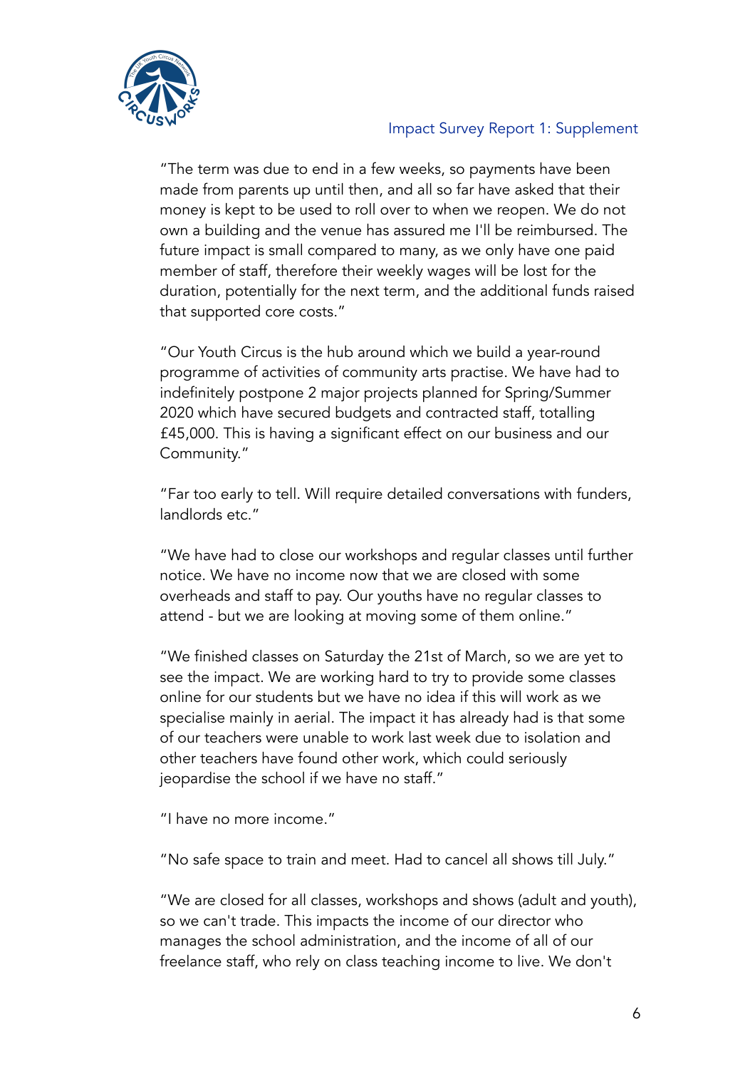"The term was due to end in a few weeks, so payments have been made from parents up until then, and all so far have asked that their money is kept to be used to roll over to when we reopen. We do not own a building and the venue has assured me I'll be reimbursed. The future impact is small compared to many, as we only have one paid member of staff, therefore their weekly wages will be lost for the duration, potentially for the next term, and the additional funds raised that supported core costs."

"Our Youth Circus is the hub around which we build a year-round programme of activities of community arts practise. We have had to indefinitely postpone 2 major projects planned for Spring/Summer 2020 which have secured budgets and contracted staff, totalling £45,000. This is having a significant effect on our business and our Community."

"Far too early to tell. Will require detailed conversations with funders, landlords etc."

"We have had to close our workshops and regular classes until further notice. We have no income now that we are closed with some overheads and staff to pay. Our youths have no regular classes to attend - but we are looking at moving some of them online."

"We finished classes on Saturday the 21st of March, so we are yet to see the impact. We are working hard to try to provide some classes online for our students but we have no idea if this will work as we specialise mainly in aerial. The impact it has already had is that some of our teachers were unable to work last week due to isolation and other teachers have found other work, which could seriously jeopardise the school if we have no staff."

"I have no more income."

"No safe space to train and meet. Had to cancel all shows till July."

"We are closed for all classes, workshops and shows (adult and youth), so we can't trade. This impacts the income of our director who manages the school administration, and the income of all of our freelance staff, who rely on class teaching income to live. We don't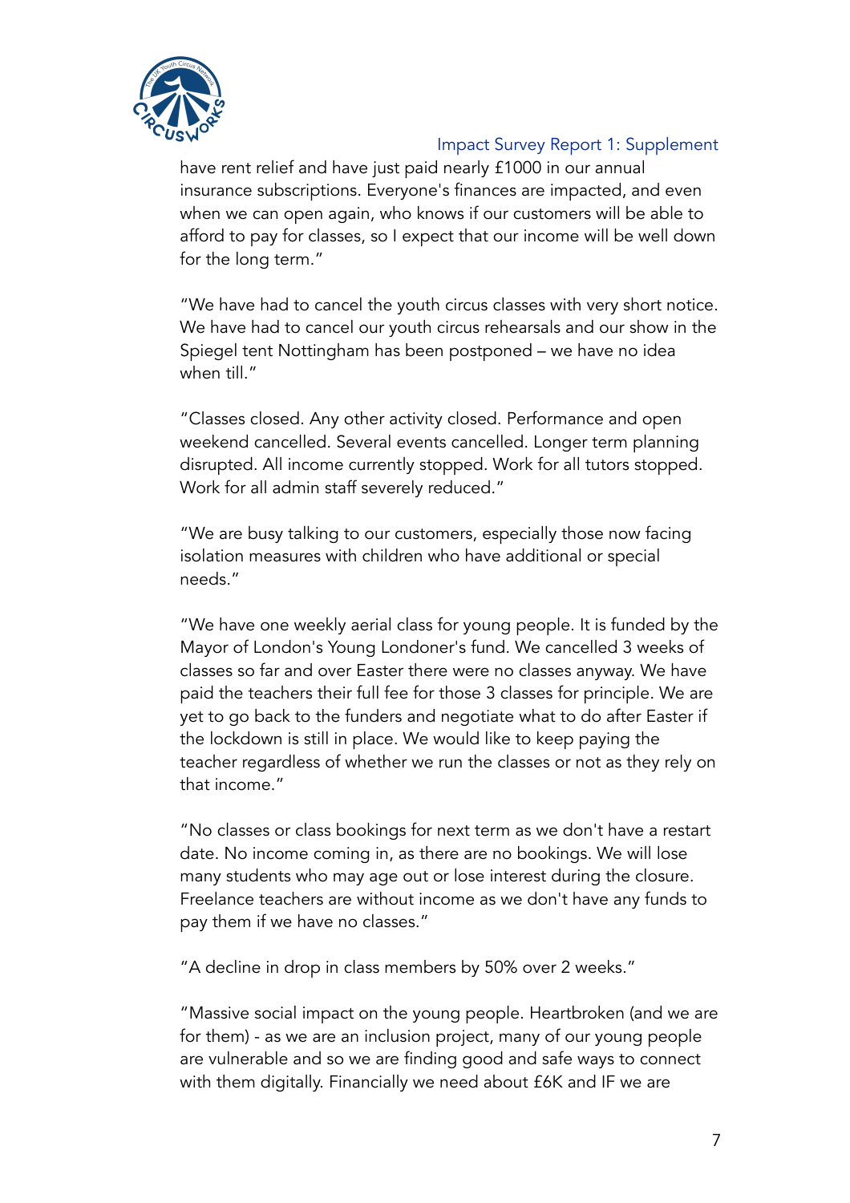have rent relief and have just paid nearly £1000 in our annual insurance subscriptions. Everyone's finances are impacted, and even when we can open again, who knows if our customers will be able to afford to pay for classes, so I expect that our income will be well down for the long term."

"We have had to cancel the youth circus classes with very short notice. We have had to cancel our youth circus rehearsals and our show in the Spiegel tent Nottingham has been postponed – we have no idea when till."

"Classes closed. Any other activity closed. Performance and open weekend cancelled. Several events cancelled. Longer term planning disrupted. All income currently stopped. Work for all tutors stopped. Work for all admin staff severely reduced."

"We are busy talking to our customers, especially those now facing isolation measures with children who have additional or special needs."

"We have one weekly aerial class for young people. It is funded by the Mayor of London's Young Londoner's fund. We cancelled 3 weeks of classes so far and over Easter there were no classes anyway. We have paid the teachers their full fee for those 3 classes for principle. We are yet to go back to the funders and negotiate what to do after Easter if the lockdown is still in place. We would like to keep paying the teacher regardless of whether we run the classes or not as they rely on that income."

"No classes or class bookings for next term as we don't have a restart date. No income coming in, as there are no bookings. We will lose many students who may age out or lose interest during the closure. Freelance teachers are without income as we don't have any funds to pay them if we have no classes."

"A decline in drop in class members by 50% over 2 weeks."

"Massive social impact on the young people. Heartbroken (and we are for them) - as we are an inclusion project, many of our young people are vulnerable and so we are finding good and safe ways to connect with them digitally. Financially we need about £6K and IF we are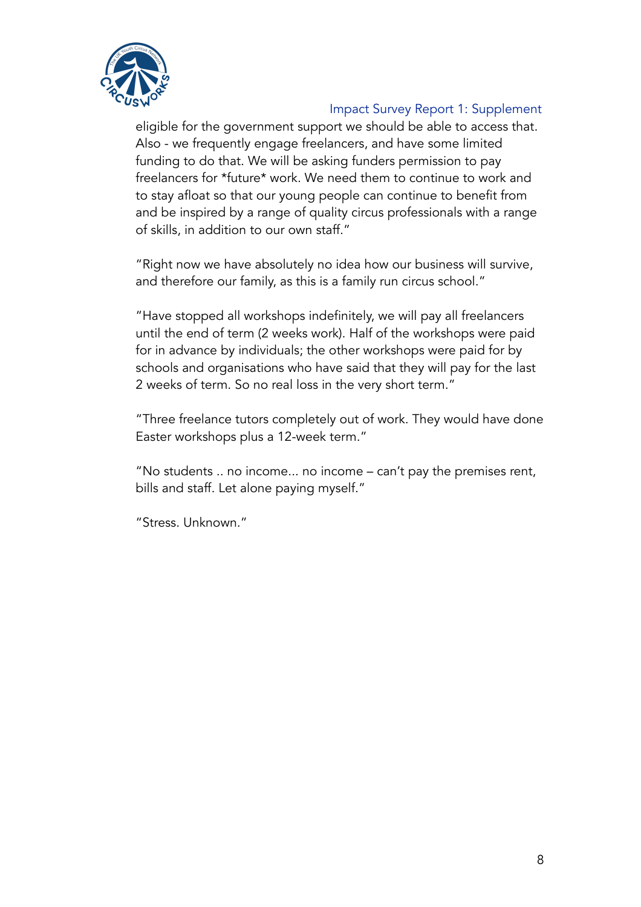eligible for the government support we should be able to access that. Also - we frequently engage freelancers, and have some limited funding to do that. We will be asking funders permission to pay freelancers for *future* work. We need them to continue to work and to stay afloat so that our young people can continue to benefit from and be inspired by a range of quality circus professionals with a range of skills, in addition to our own staff."

"Right now we have absolutely no idea how our business will survive, and therefore our family, as this is a family run circus school."

"Have stopped all workshops indefinitely, we will pay all freelancers until the end of term (2 weeks work). Half of the workshops were paid for in advance by individuals; the other workshops were paid for by schools and organisations who have said that they will pay for the last 2 weeks of term. So no real loss in the very short term."

"Three freelance tutors completely out of work. They would have done Easter workshops plus a 12-week term."

"No students .. no income... no income – can't pay the premises rent, bills and staff. Let alone paying myself."

"Stress. Unknown."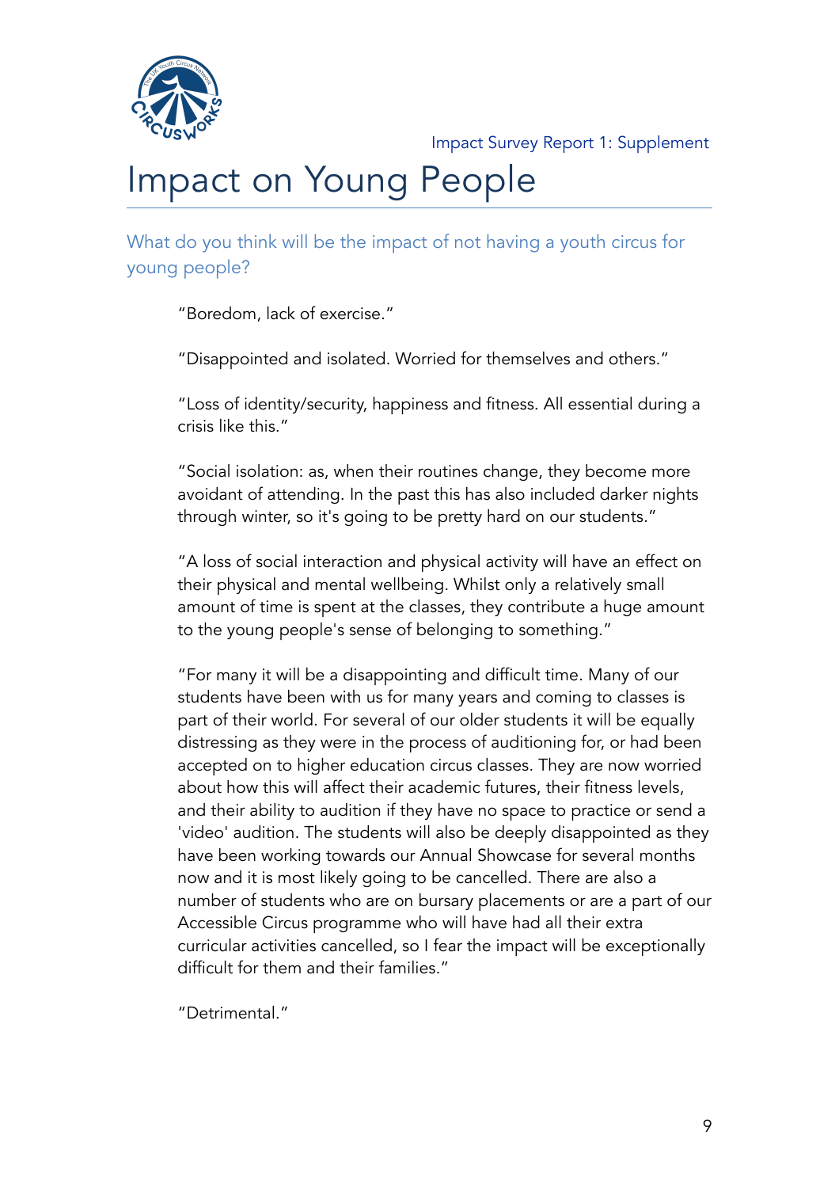# Impact on Young People

## What do you think will be the impact of not having a youth circus for young people?

> "Boredom, lack of exercise."

> "Disappointed and isolated. Worried for themselves and others."

> "Loss of identity/security, happiness and fitness. All essential during a crisis like this."

> "Social isolation: as, when their routines change, they become more avoidant of attending. In the past this has also included darker nights through winter, so it's going to be pretty hard on our students."

> "A loss of social interaction and physical activity will have an effect on their physical and mental wellbeing. Whilst only a relatively small amount of time is spent at the classes, they contribute a huge amount to the young people's sense of belonging to something."

> "For many it will be a disappointing and difficult time. Many of our students have been with us for many years and coming to classes is part of their world. For several of our older students it will be equally distressing as they were in the process of auditioning for, or had been accepted on to higher education circus classes. They are now worried about how this will affect their academic futures, their fitness levels, and their ability to audition if they have no space to practice or send a 'video' audition. The students will also be deeply disappointed as they have been working towards our Annual Showcase for several months now and it is most likely going to be cancelled. There are also a number of students who are on bursary placements or are a part of our Accessible Circus programme who will have had all their extra curricular activities cancelled, so I fear the impact will be exceptionally difficult for them and their families."

> "Detrimental."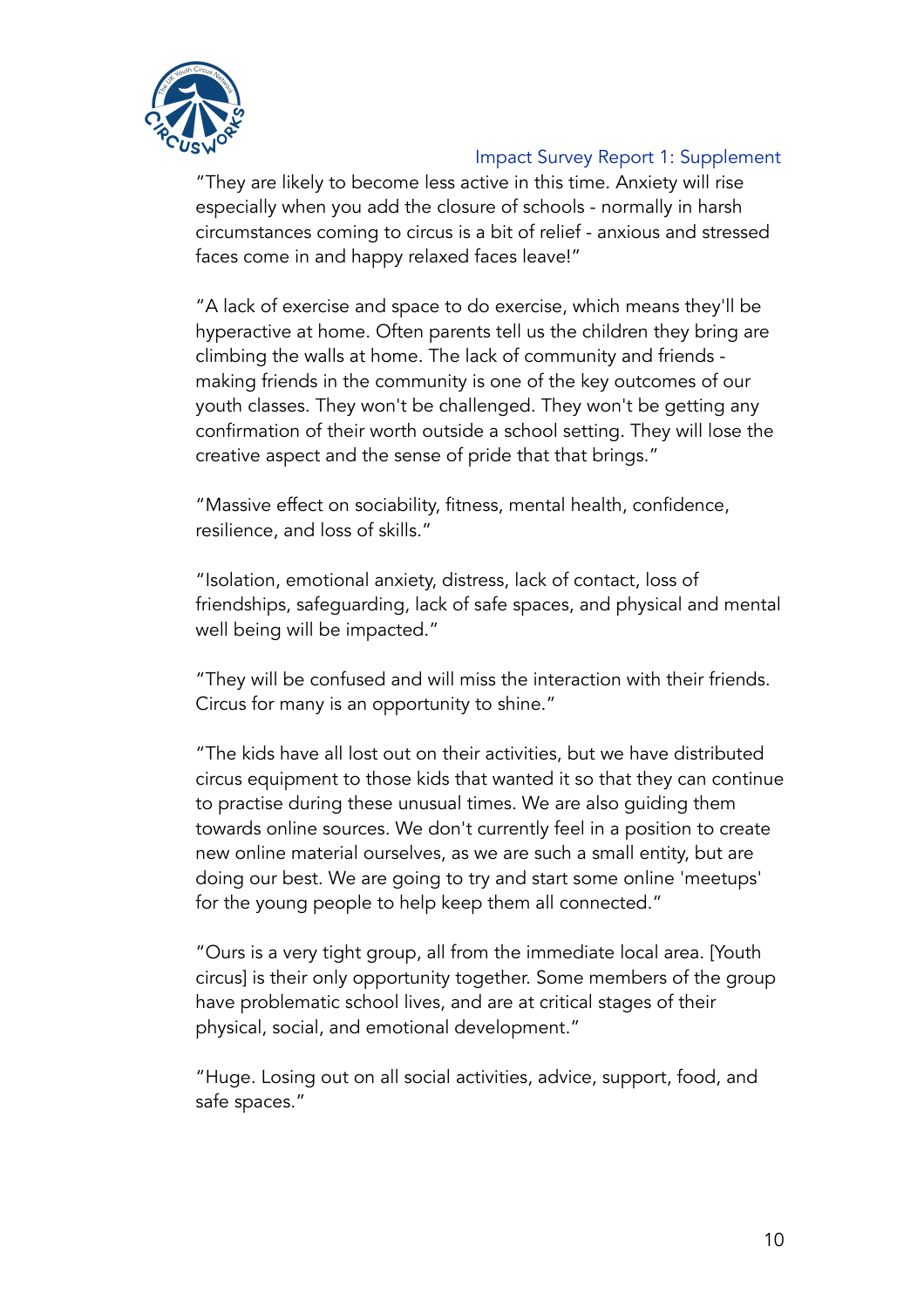"They are likely to become less active in this time. Anxiety will rise especially when you add the closure of schools - normally in harsh circumstances coming to circus is a bit of relief - anxious and stressed faces come in and happy relaxed faces leave!"

"A lack of exercise and space to do exercise, which means they'll be hyperactive at home. Often parents tell us the children they bring are climbing the walls at home. The lack of community and friends - making friends in the community is one of the key outcomes of our youth classes. They won't be challenged. They won't be getting any confirmation of their worth outside a school setting. They will lose the creative aspect and the sense of pride that that brings."

"Massive effect on sociability, fitness, mental health, confidence, resilience, and loss of skills."

"Isolation, emotional anxiety, distress, lack of contact, loss of friendships, safeguarding, lack of safe spaces, and physical and mental well being will be impacted."

"They will be confused and will miss the interaction with their friends. Circus for many is an opportunity to shine."

"The kids have all lost out on their activities, but we have distributed circus equipment to those kids that wanted it so that they can continue to practise during these unusual times. We are also guiding them towards online sources. We don't currently feel in a position to create new online material ourselves, as we are such a small entity, but are doing our best. We are going to try and start some online 'meetups' for the young people to help keep them all connected."

"Ours is a very tight group, all from the immediate local area. [Youth circus] is their only opportunity together. Some members of the group have problematic school lives, and are at critical stages of their physical, social, and emotional development."

"Huge. Losing out on all social activities, advice, support, food, and safe spaces."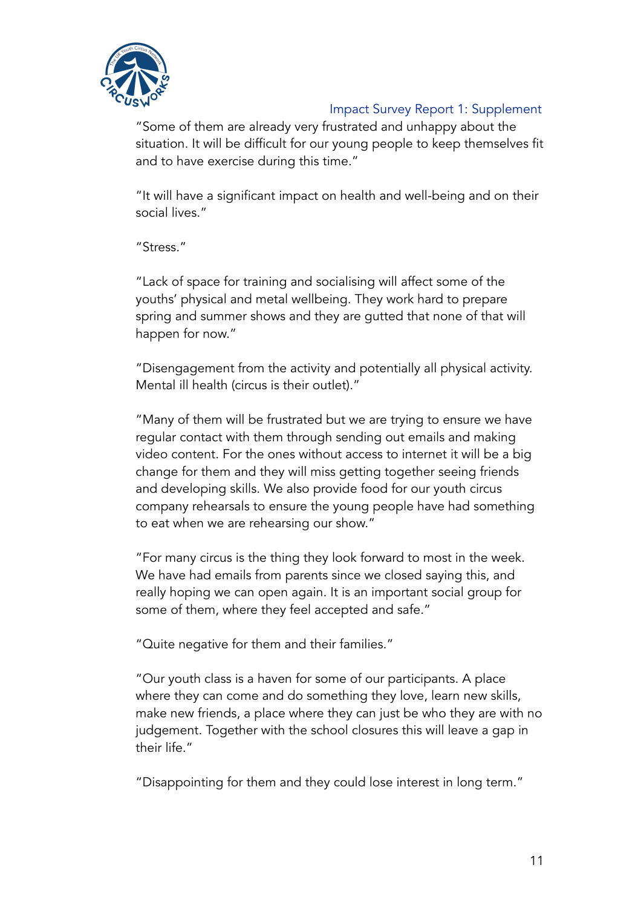"Some of them are already very frustrated and unhappy about the situation. It will be difficult for our young people to keep themselves fit and to have exercise during this time."

"It will have a significant impact on health and well-being and on their social lives."

"Stress."

"Lack of space for training and socialising will affect some of the youths' physical and metal wellbeing. They work hard to prepare spring and summer shows and they are gutted that none of that will happen for now."

"Disengagement from the activity and potentially all physical activity. Mental ill health (circus is their outlet)."

"Many of them will be frustrated but we are trying to ensure we have regular contact with them through sending out emails and making video content. For the ones without access to internet it will be a big change for them and they will miss getting together seeing friends and developing skills. We also provide food for our youth circus company rehearsals to ensure the young people have had something to eat when we are rehearsing our show."

"For many circus is the thing they look forward to most in the week. We have had emails from parents since we closed saying this, and really hoping we can open again. It is an important social group for some of them, where they feel accepted and safe."

"Quite negative for them and their families."

"Our youth class is a haven for some of our participants. A place where they can come and do something they love, learn new skills, make new friends, a place where they can just be who they are with no judgement. Together with the school closures this will leave a gap in their life."

"Disappointing for them and they could lose interest in long term."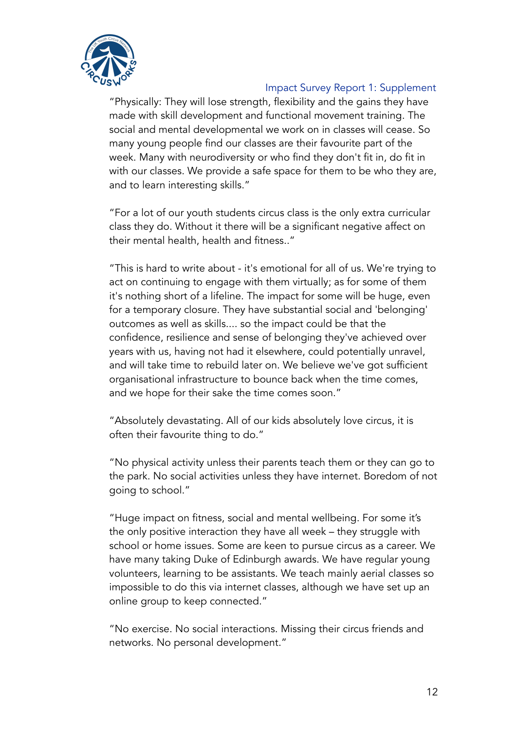"Physically: They will lose strength, flexibility and the gains they have made with skill development and functional movement training. The social and mental developmental we work on in classes will cease. So many young people find our classes are their favourite part of the week. Many with neurodiversity or who find they don't fit in, do fit in with our classes. We provide a safe space for them to be who they are, and to learn interesting skills."

"For a lot of our youth students circus class is the only extra curricular class they do. Without it there will be a significant negative affect on their mental health, health and fitness.."

"This is hard to write about - it's emotional for all of us. We're trying to act on continuing to engage with them virtually; as for some of them it's nothing short of a lifeline. The impact for some will be huge, even for a temporary closure. They have substantial social and 'belonging' outcomes as well as skills.... so the impact could be that the confidence, resilience and sense of belonging they've achieved over years with us, having not had it elsewhere, could potentially unravel, and will take time to rebuild later on. We believe we've got sufficient organisational infrastructure to bounce back when the time comes, and we hope for their sake the time comes soon."

"Absolutely devastating. All of our kids absolutely love circus, it is often their favourite thing to do."

"No physical activity unless their parents teach them or they can go to the park. No social activities unless they have internet. Boredom of not going to school."

"Huge impact on fitness, social and mental wellbeing. For some it's the only positive interaction they have all week – they struggle with school or home issues. Some are keen to pursue circus as a career. We have many taking Duke of Edinburgh awards. We have regular young volunteers, learning to be assistants. We teach mainly aerial classes so impossible to do this via internet classes, although we have set up an online group to keep connected."

"No exercise. No social interactions. Missing their circus friends and networks. No personal development."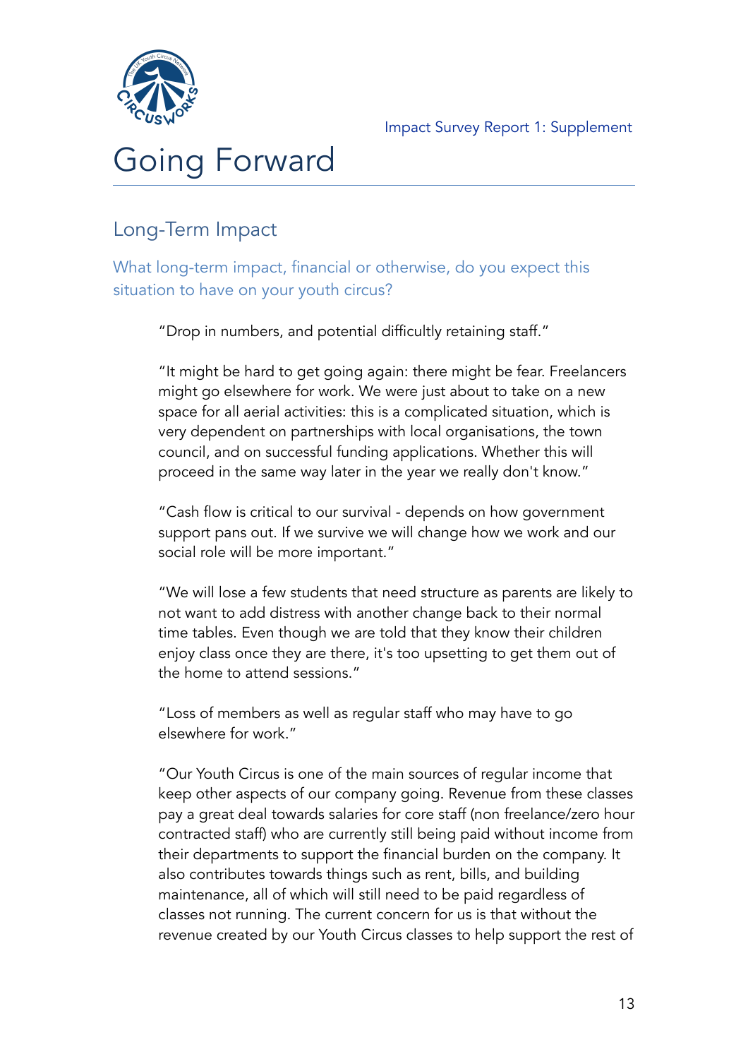# Going Forward

## Long-Term Impact

### What long-term impact, financial or otherwise, do you expect this situation to have on your youth circus?

> "Drop in numbers, and potential difficultly retaining staff."

> "It might be hard to get going again: there might be fear. Freelancers might go elsewhere for work. We were just about to take on a new space for all aerial activities: this is a complicated situation, which is very dependent on partnerships with local organisations, the town council, and on successful funding applications. Whether this will proceed in the same way later in the year we really don't know."

> "Cash flow is critical to our survival - depends on how government support pans out. If we survive we will change how we work and our social role will be more important."

> "We will lose a few students that need structure as parents are likely to not want to add distress with another change back to their normal time tables. Even though we are told that they know their children enjoy class once they are there, it's too upsetting to get them out of the home to attend sessions."

> "Loss of members as well as regular staff who may have to go elsewhere for work."

> "Our Youth Circus is one of the main sources of regular income that keep other aspects of our company going. Revenue from these classes pay a great deal towards salaries for core staff (non freelance/zero hour contracted staff) who are currently still being paid without income from their departments to support the financial burden on the company. It also contributes towards things such as rent, bills, and building maintenance, all of which will still need to be paid regardless of classes not running. The current concern for us is that without the revenue created by our Youth Circus classes to help support the rest of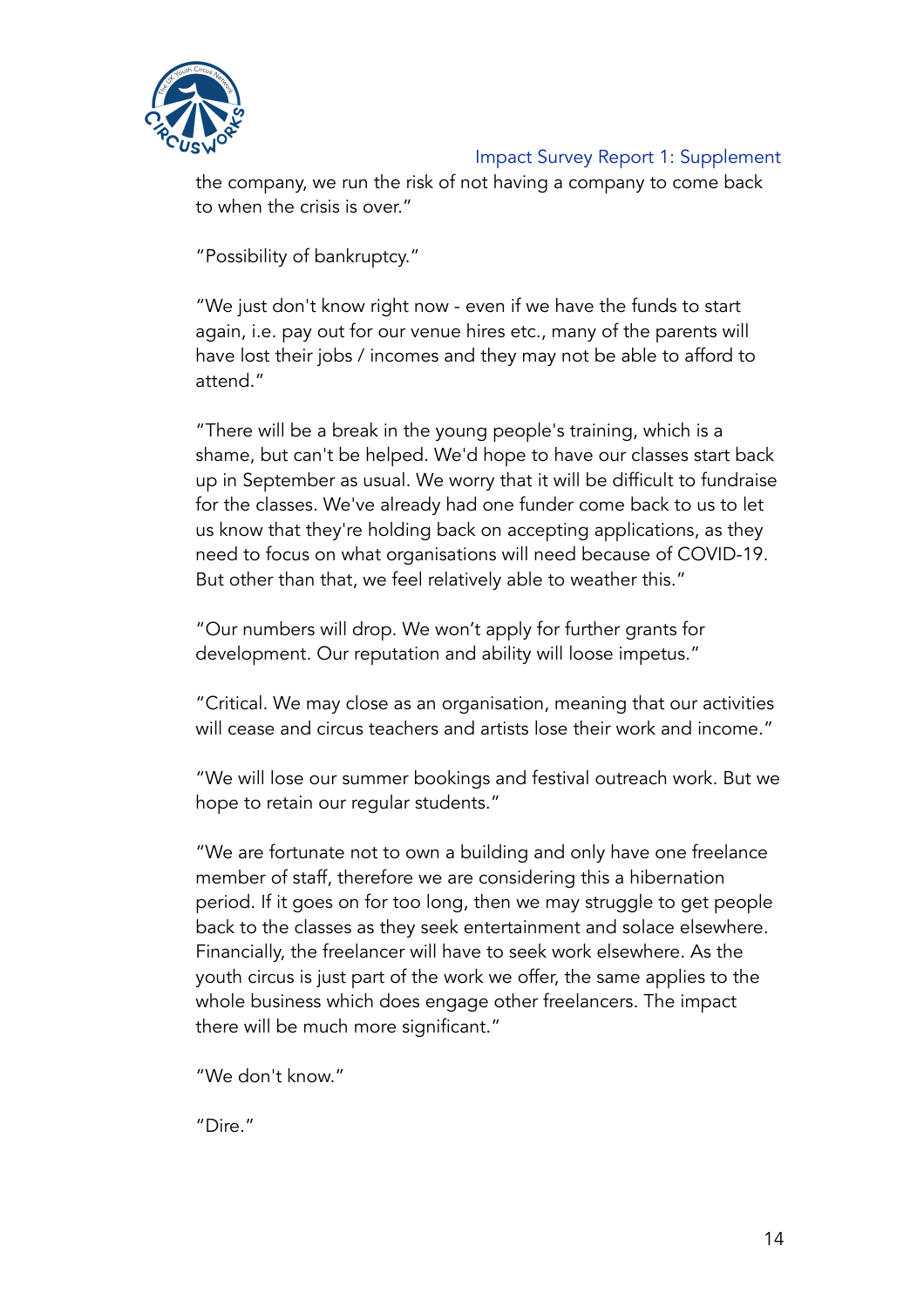the company, we run the risk of not having a company to come back to when the crisis is over."

"Possibility of bankruptcy."

"We just don't know right now - even if we have the funds to start again, i.e. pay out for our venue hires etc., many of the parents will have lost their jobs / incomes and they may not be able to afford to attend."

"There will be a break in the young people's training, which is a shame, but can't be helped. We'd hope to have our classes start back up in September as usual. We worry that it will be difficult to fundraise for the classes. We've already had one funder come back to us to let us know that they're holding back on accepting applications, as they need to focus on what organisations will need because of COVID-19. But other than that, we feel relatively able to weather this."

"Our numbers will drop. We won't apply for further grants for development. Our reputation and ability will loose impetus."

"Critical. We may close as an organisation, meaning that our activities will cease and circus teachers and artists lose their work and income."

"We will lose our summer bookings and festival outreach work. But we hope to retain our regular students."

"We are fortunate not to own a building and only have one freelance member of staff, therefore we are considering this a hibernation period. If it goes on for too long, then we may struggle to get people back to the classes as they seek entertainment and solace elsewhere. Financially, the freelancer will have to seek work elsewhere. As the youth circus is just part of the work we offer, the same applies to the whole business which does engage other freelancers. The impact there will be much more significant."

"We don't know."

"Dire."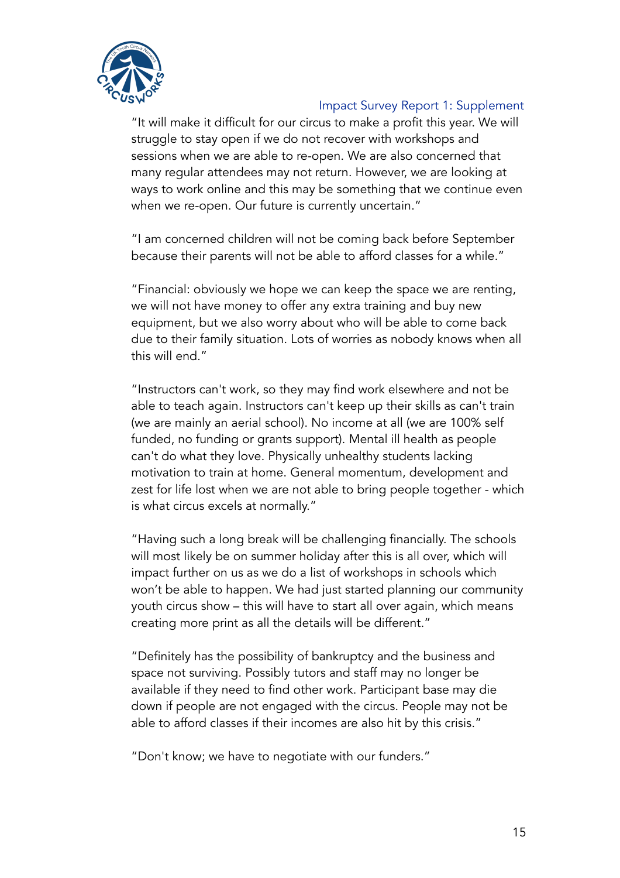"It will make it difficult for our circus to make a profit this year. We will struggle to stay open if we do not recover with workshops and sessions when we are able to re-open. We are also concerned that many regular attendees may not return. However, we are looking at ways to work online and this may be something that we continue even when we re-open. Our future is currently uncertain."

"I am concerned children will not be coming back before September because their parents will not be able to afford classes for a while."

"Financial: obviously we hope we can keep the space we are renting, we will not have money to offer any extra training and buy new equipment, but we also worry about who will be able to come back due to their family situation. Lots of worries as nobody knows when all this will end."

"Instructors can't work, so they may find work elsewhere and not be able to teach again. Instructors can't keep up their skills as can't train (we are mainly an aerial school). No income at all (we are 100% self funded, no funding or grants support). Mental ill health as people can't do what they love. Physically unhealthy students lacking motivation to train at home. General momentum, development and zest for life lost when we are not able to bring people together - which is what circus excels at normally."

"Having such a long break will be challenging financially. The schools will most likely be on summer holiday after this is all over, which will impact further on us as we do a list of workshops in schools which won't be able to happen. We had just started planning our community youth circus show – this will have to start all over again, which means creating more print as all the details will be different."

"Definitely has the possibility of bankruptcy and the business and space not surviving. Possibly tutors and staff may no longer be available if they need to find other work. Participant base may die down if people are not engaged with the circus. People may not be able to afford classes if their incomes are also hit by this crisis."

"Don't know; we have to negotiate with our funders."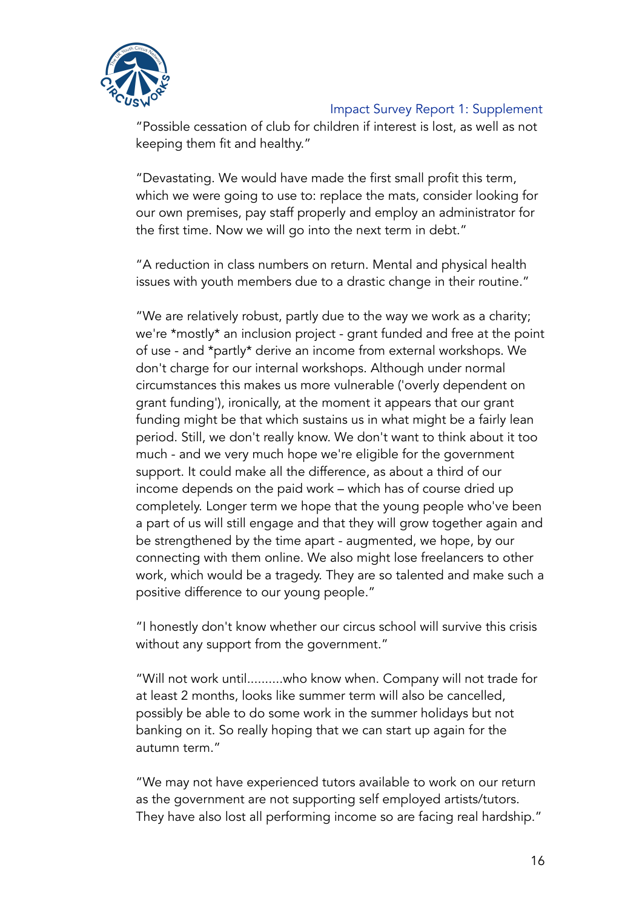"Possible cessation of club for children if interest is lost, as well as not keeping them fit and healthy."

"Devastating. We would have made the first small profit this term, which we were going to use to: replace the mats, consider looking for our own premises, pay staff properly and employ an administrator for the first time. Now we will go into the next term in debt."

"A reduction in class numbers on return. Mental and physical health issues with youth members due to a drastic change in their routine."

"We are relatively robust, partly due to the way we work as a charity; we're *mostly* an inclusion project - grant funded and free at the point of use - and *partly* derive an income from external workshops. We don't charge for our internal workshops. Although under normal circumstances this makes us more vulnerable ('overly dependent on grant funding'), ironically, at the moment it appears that our grant funding might be that which sustains us in what might be a fairly lean period. Still, we don't really know. We don't want to think about it too much - and we very much hope we're eligible for the government support. It could make all the difference, as about a third of our income depends on the paid work – which has of course dried up completely. Longer term we hope that the young people who've been a part of us will still engage and that they will grow together again and be strengthened by the time apart - augmented, we hope, by our connecting with them online. We also might lose freelancers to other work, which would be a tragedy. They are so talented and make such a positive difference to our young people."

"I honestly don't know whether our circus school will survive this crisis without any support from the government."

"Will not work until..........who know when. Company will not trade for at least 2 months, looks like summer term will also be cancelled, possibly be able to do some work in the summer holidays but not banking on it. So really hoping that we can start up again for the autumn term."

"We may not have experienced tutors available to work on our return as the government are not supporting self employed artists/tutors. They have also lost all performing income so are facing real hardship."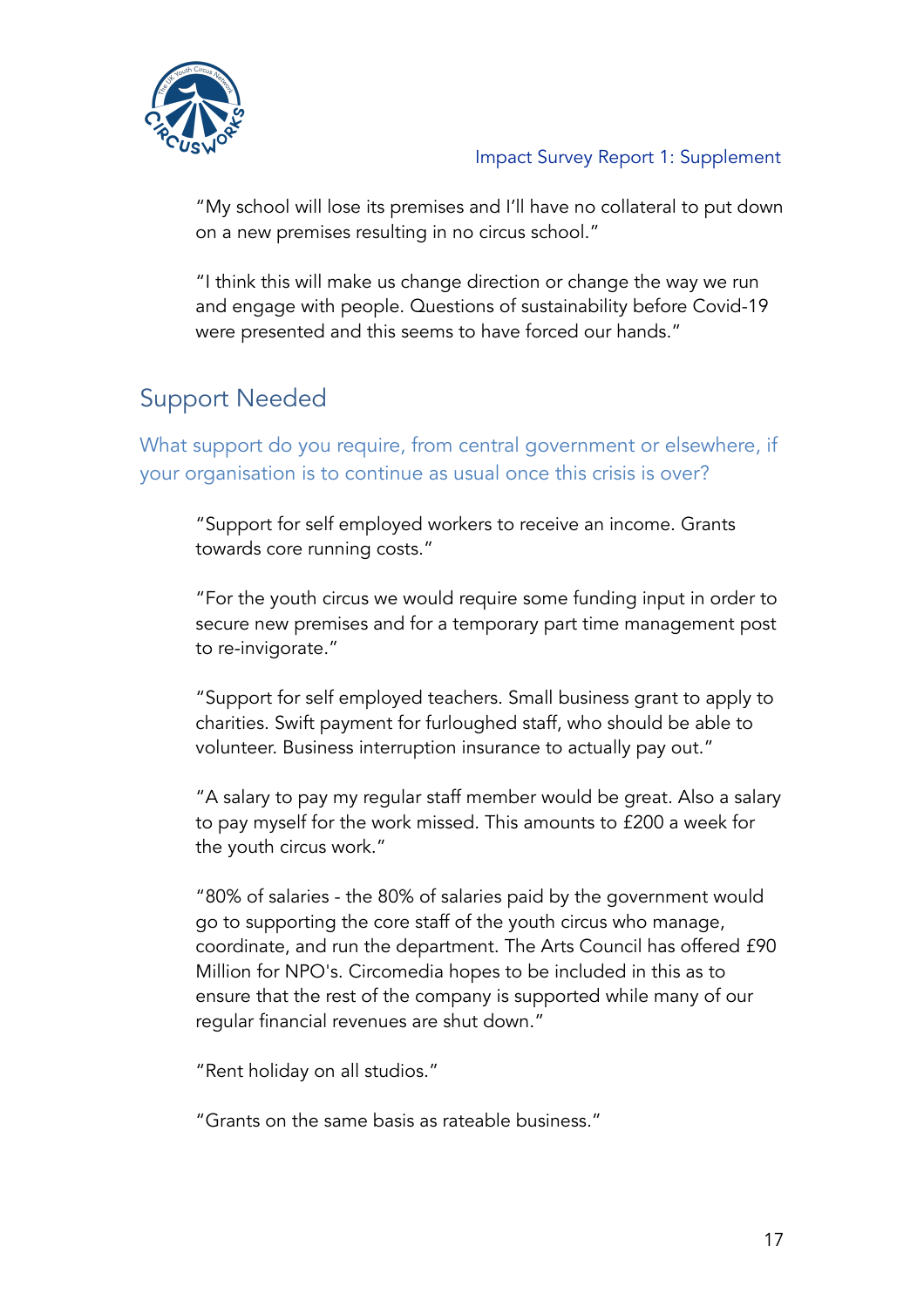"My school will lose its premises and I'll have no collateral to put down on a new premises resulting in no circus school."

"I think this will make us change direction or change the way we run and engage with people. Questions of sustainability before Covid-19 were presented and this seems to have forced our hands."

## Support Needed

### What support do you require, from central government or elsewhere, if your organisation is to continue as usual once this crisis is over?

"Support for self employed workers to receive an income. Grants towards core running costs."

"For the youth circus we would require some funding input in order to secure new premises and for a temporary part time management post to re-invigorate."

"Support for self employed teachers. Small business grant to apply to charities. Swift payment for furloughed staff, who should be able to volunteer. Business interruption insurance to actually pay out."

"A salary to pay my regular staff member would be great. Also a salary to pay myself for the work missed. This amounts to £200 a week for the youth circus work."

"80% of salaries - the 80% of salaries paid by the government would go to supporting the core staff of the youth circus who manage, coordinate, and run the department. The Arts Council has offered £90 Million for NPO's. Circomedia hopes to be included in this as to ensure that the rest of the company is supported while many of our regular financial revenues are shut down."

"Rent holiday on all studios."

"Grants on the same basis as rateable business."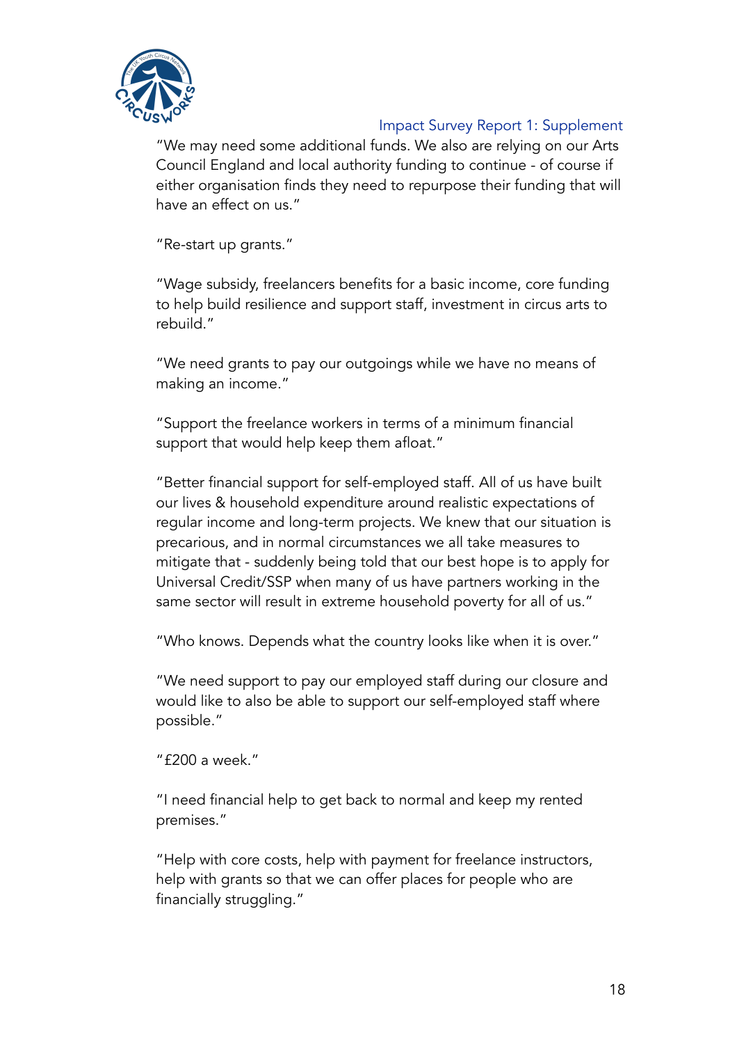"We may need some additional funds. We also are relying on our Arts Council England and local authority funding to continue - of course if either organisation finds they need to repurpose their funding that will have an effect on us."

"Re-start up grants."

"Wage subsidy, freelancers benefits for a basic income, core funding to help build resilience and support staff, investment in circus arts to rebuild."

"We need grants to pay our outgoings while we have no means of making an income."

"Support the freelance workers in terms of a minimum financial support that would help keep them afloat."

"Better financial support for self-employed staff. All of us have built our lives & household expenditure around realistic expectations of regular income and long-term projects. We knew that our situation is precarious, and in normal circumstances we all take measures to mitigate that - suddenly being told that our best hope is to apply for Universal Credit/SSP when many of us have partners working in the same sector will result in extreme household poverty for all of us."

"Who knows. Depends what the country looks like when it is over."

"We need support to pay our employed staff during our closure and would like to also be able to support our self-employed staff where possible."

"£200 a week."

"I need financial help to get back to normal and keep my rented premises."

"Help with core costs, help with payment for freelance instructors, help with grants so that we can offer places for people who are financially struggling."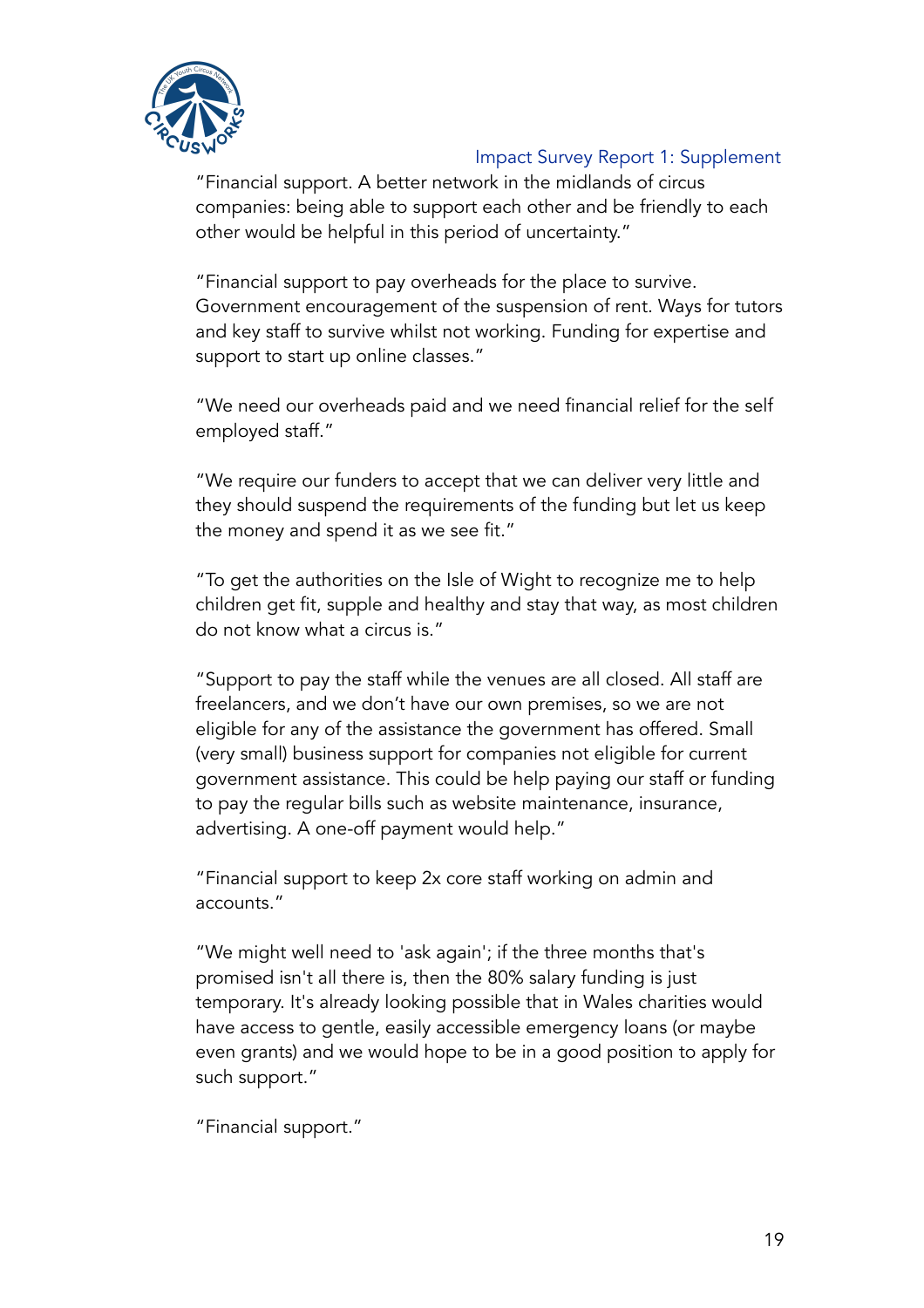"Financial support. A better network in the midlands of circus companies: being able to support each other and be friendly to each other would be helpful in this period of uncertainty."

"Financial support to pay overheads for the place to survive. Government encouragement of the suspension of rent. Ways for tutors and key staff to survive whilst not working. Funding for expertise and support to start up online classes."

"We need our overheads paid and we need financial relief for the self employed staff."

"We require our funders to accept that we can deliver very little and they should suspend the requirements of the funding but let us keep the money and spend it as we see fit."

"To get the authorities on the Isle of Wight to recognize me to help children get fit, supple and healthy and stay that way, as most children do not know what a circus is."

"Support to pay the staff while the venues are all closed. All staff are freelancers, and we don't have our own premises, so we are not eligible for any of the assistance the government has offered. Small (very small) business support for companies not eligible for current government assistance. This could be help paying our staff or funding to pay the regular bills such as website maintenance, insurance, advertising. A one-off payment would help."

"Financial support to keep 2x core staff working on admin and accounts."

"We might well need to 'ask again'; if the three months that's promised isn't all there is, then the 80% salary funding is just temporary. It's already looking possible that in Wales charities would have access to gentle, easily accessible emergency loans (or maybe even grants) and we would hope to be in a good position to apply for such support."

"Financial support."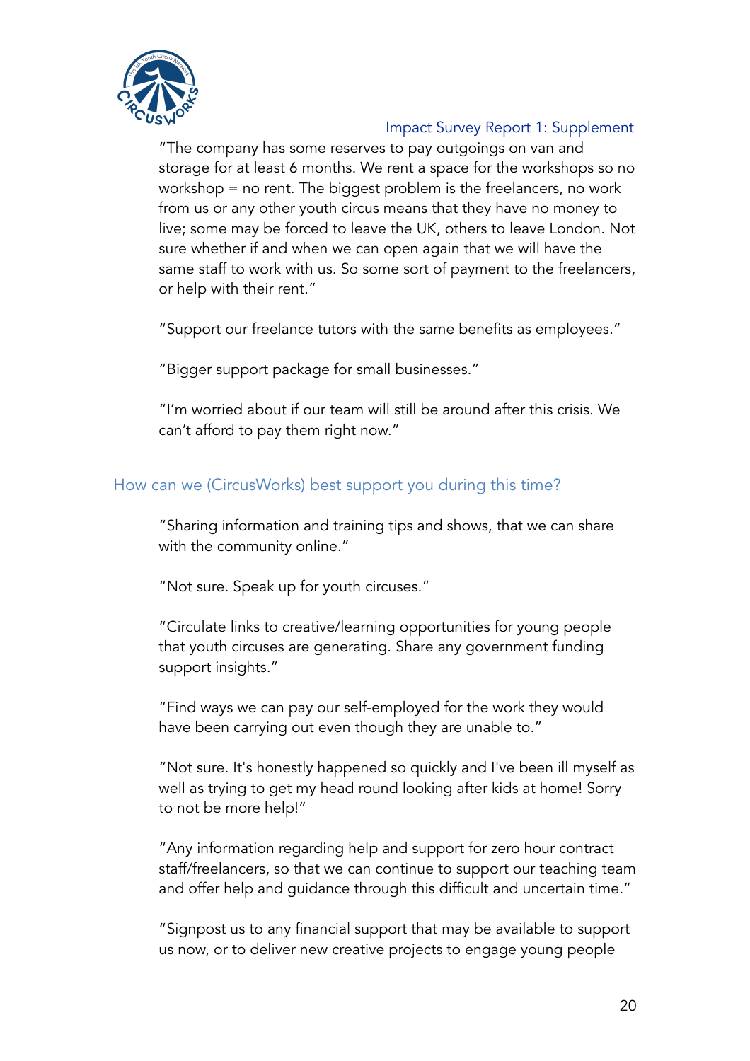"The company has some reserves to pay outgoings on van and storage for at least 6 months. We rent a space for the workshops so no workshop = no rent. The biggest problem is the freelancers, no work from us or any other youth circus means that they have no money to live; some may be forced to leave the UK, others to leave London. Not sure whether if and when we can open again that we will have the same staff to work with us. So some sort of payment to the freelancers, or help with their rent."

"Support our freelance tutors with the same benefits as employees."

"Bigger support package for small businesses."

"I'm worried about if our team will still be around after this crisis. We can't afford to pay them right now."

## How can we (CircusWorks) best support you during this time?

"Sharing information and training tips and shows, that we can share with the community online."

"Not sure. Speak up for youth circuses."

"Circulate links to creative/learning opportunities for young people that youth circuses are generating. Share any government funding support insights."

"Find ways we can pay our self-employed for the work they would have been carrying out even though they are unable to."

"Not sure. It's honestly happened so quickly and I've been ill myself as well as trying to get my head round looking after kids at home! Sorry to not be more help!"

"Any information regarding help and support for zero hour contract staff/freelancers, so that we can continue to support our teaching team and offer help and guidance through this difficult and uncertain time."

"Signpost us to any financial support that may be available to support us now, or to deliver new creative projects to engage young people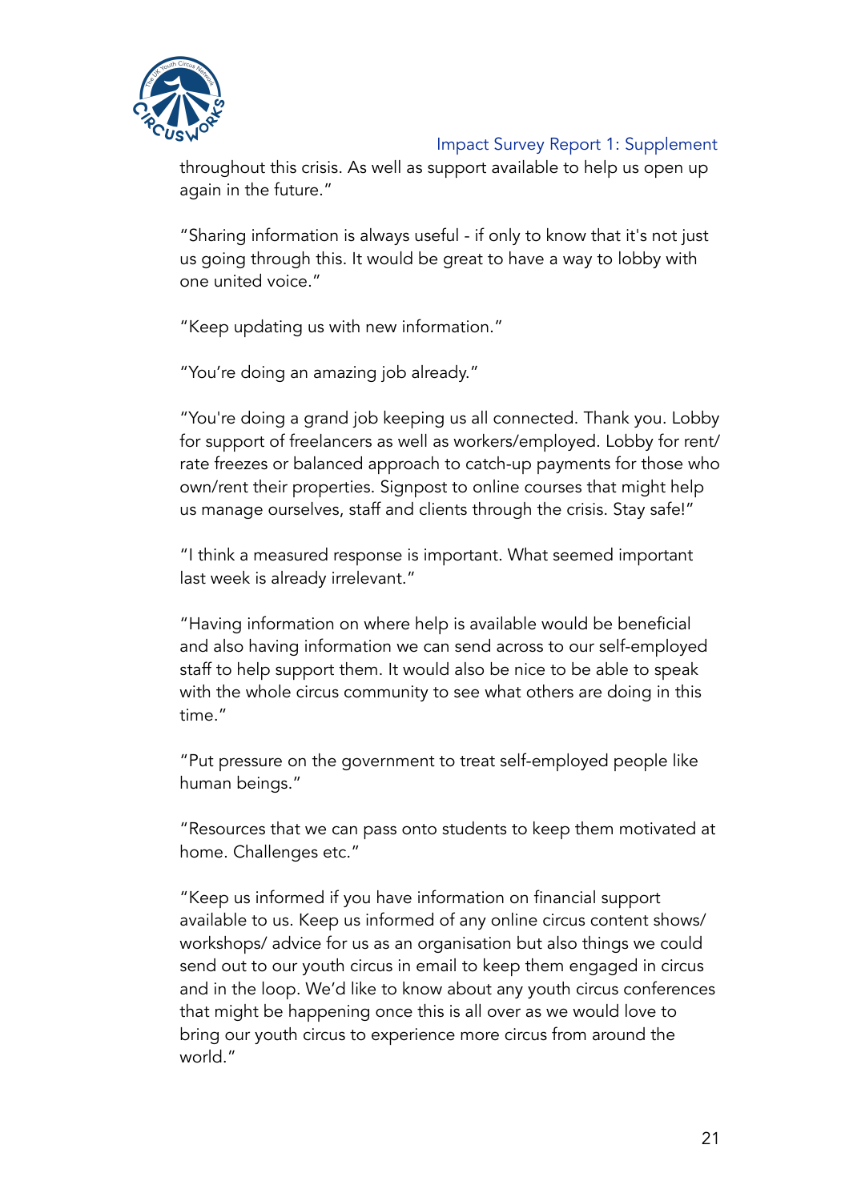throughout this crisis. As well as support available to help us open up again in the future."

"Sharing information is always useful - if only to know that it's not just us going through this. It would be great to have a way to lobby with one united voice."

"Keep updating us with new information."

"You're doing an amazing job already."

"You're doing a grand job keeping us all connected. Thank you. Lobby for support of freelancers as well as workers/employed. Lobby for rent/rate freezes or balanced approach to catch-up payments for those who own/rent their properties. Signpost to online courses that might help us manage ourselves, staff and clients through the crisis. Stay safe!"

"I think a measured response is important. What seemed important last week is already irrelevant."

"Having information on where help is available would be beneficial and also having information we can send across to our self-employed staff to help support them. It would also be nice to be able to speak with the whole circus community to see what others are doing in this time."

"Put pressure on the government to treat self-employed people like human beings."

"Resources that we can pass onto students to keep them motivated at home. Challenges etc."

"Keep us informed if you have information on financial support available to us. Keep us informed of any online circus content shows/ workshops/ advice for us as an organisation but also things we could send out to our youth circus in email to keep them engaged in circus and in the loop. We'd like to know about any youth circus conferences that might be happening once this is all over as we would love to bring our youth circus to experience more circus from around the world."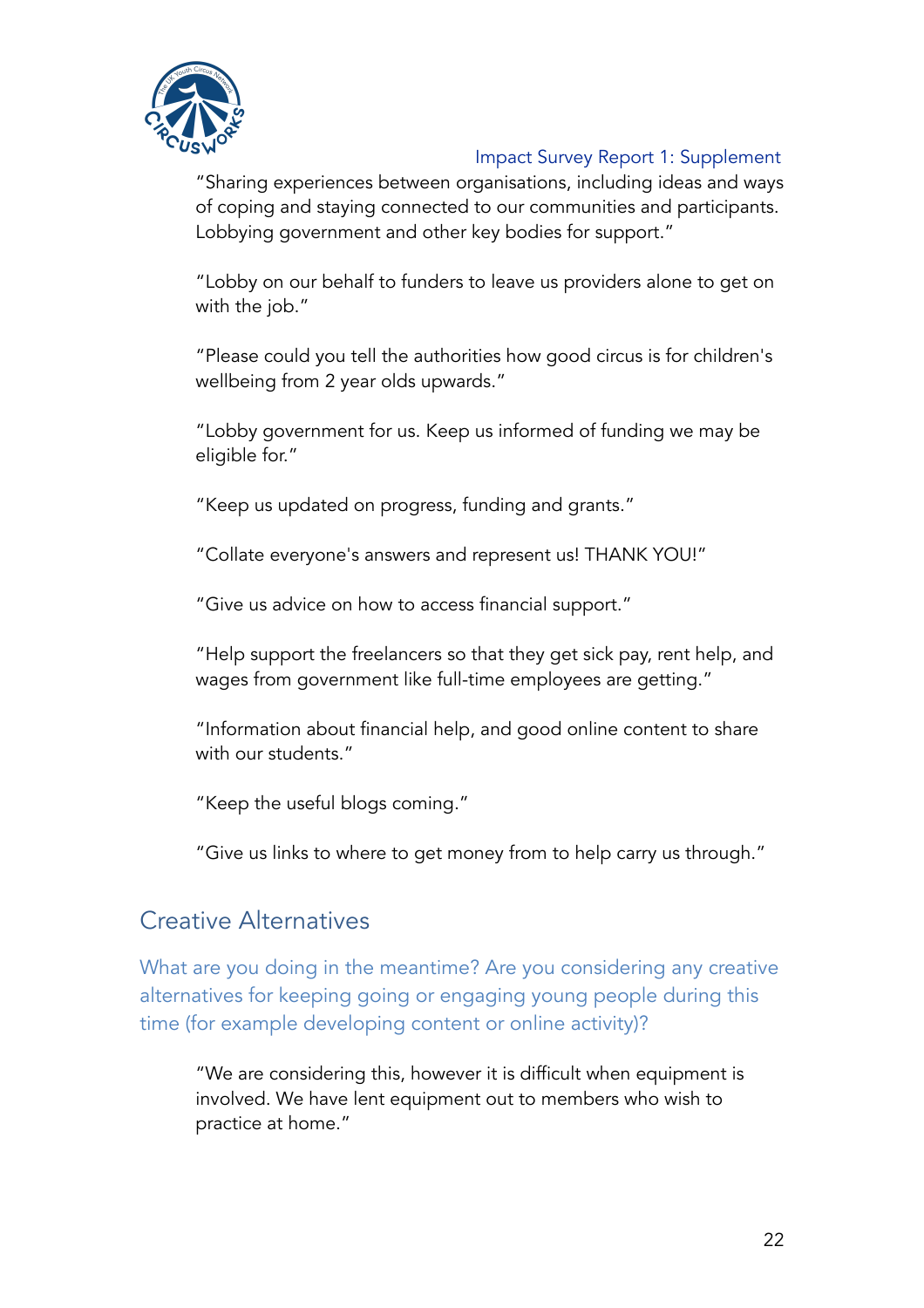"Sharing experiences between organisations, including ideas and ways of coping and staying connected to our communities and participants. Lobbying government and other key bodies for support."

"Lobby on our behalf to funders to leave us providers alone to get on with the job."

"Please could you tell the authorities how good circus is for children's wellbeing from 2 year olds upwards."

"Lobby government for us. Keep us informed of funding we may be eligible for."

"Keep us updated on progress, funding and grants."

"Collate everyone's answers and represent us! THANK YOU!"

"Give us advice on how to access financial support."

"Help support the freelancers so that they get sick pay, rent help, and wages from government like full-time employees are getting."

"Information about financial help, and good online content to share with our students."

"Keep the useful blogs coming."

"Give us links to where to get money from to help carry us through."

## Creative Alternatives

What are you doing in the meantime? Are you considering any creative alternatives for keeping going or engaging young people during this time (for example developing content or online activity)?

"We are considering this, however it is difficult when equipment is involved. We have lent equipment out to members who wish to practice at home."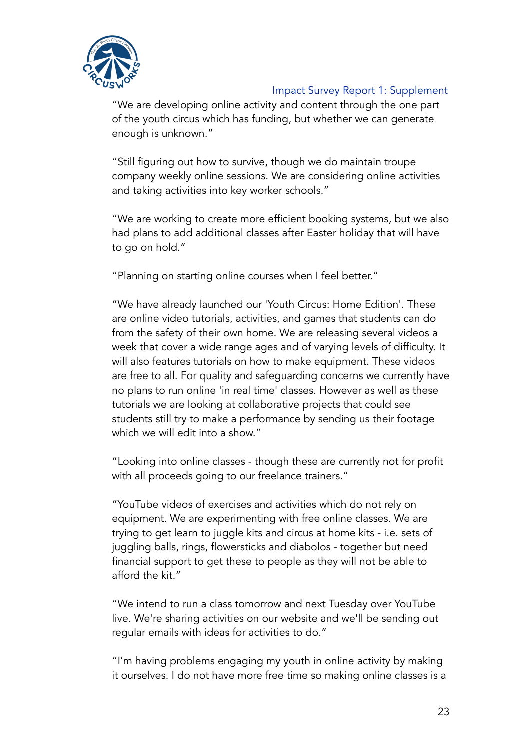"We are developing online activity and content through the one part of the youth circus which has funding, but whether we can generate enough is unknown."

"Still figuring out how to survive, though we do maintain troupe company weekly online sessions. We are considering online activities and taking activities into key worker schools."

"We are working to create more efficient booking systems, but we also had plans to add additional classes after Easter holiday that will have to go on hold."

"Planning on starting online courses when I feel better."

"We have already launched our 'Youth Circus: Home Edition'. These are online video tutorials, activities, and games that students can do from the safety of their own home. We are releasing several videos a week that cover a wide range ages and of varying levels of difficulty. It will also features tutorials on how to make equipment. These videos are free to all. For quality and safeguarding concerns we currently have no plans to run online 'in real time' classes. However as well as these tutorials we are looking at collaborative projects that could see students still try to make a performance by sending us their footage which we will edit into a show."

"Looking into online classes - though these are currently not for profit with all proceeds going to our freelance trainers."

"YouTube videos of exercises and activities which do not rely on equipment. We are experimenting with free online classes. We are trying to get learn to juggle kits and circus at home kits - i.e. sets of juggling balls, rings, flowersticks and diabolos - together but need financial support to get these to people as they will not be able to afford the kit."

"We intend to run a class tomorrow and next Tuesday over YouTube live. We're sharing activities on our website and we'll be sending out regular emails with ideas for activities to do."

"I'm having problems engaging my youth in online activity by making it ourselves. I do not have more free time so making online classes is a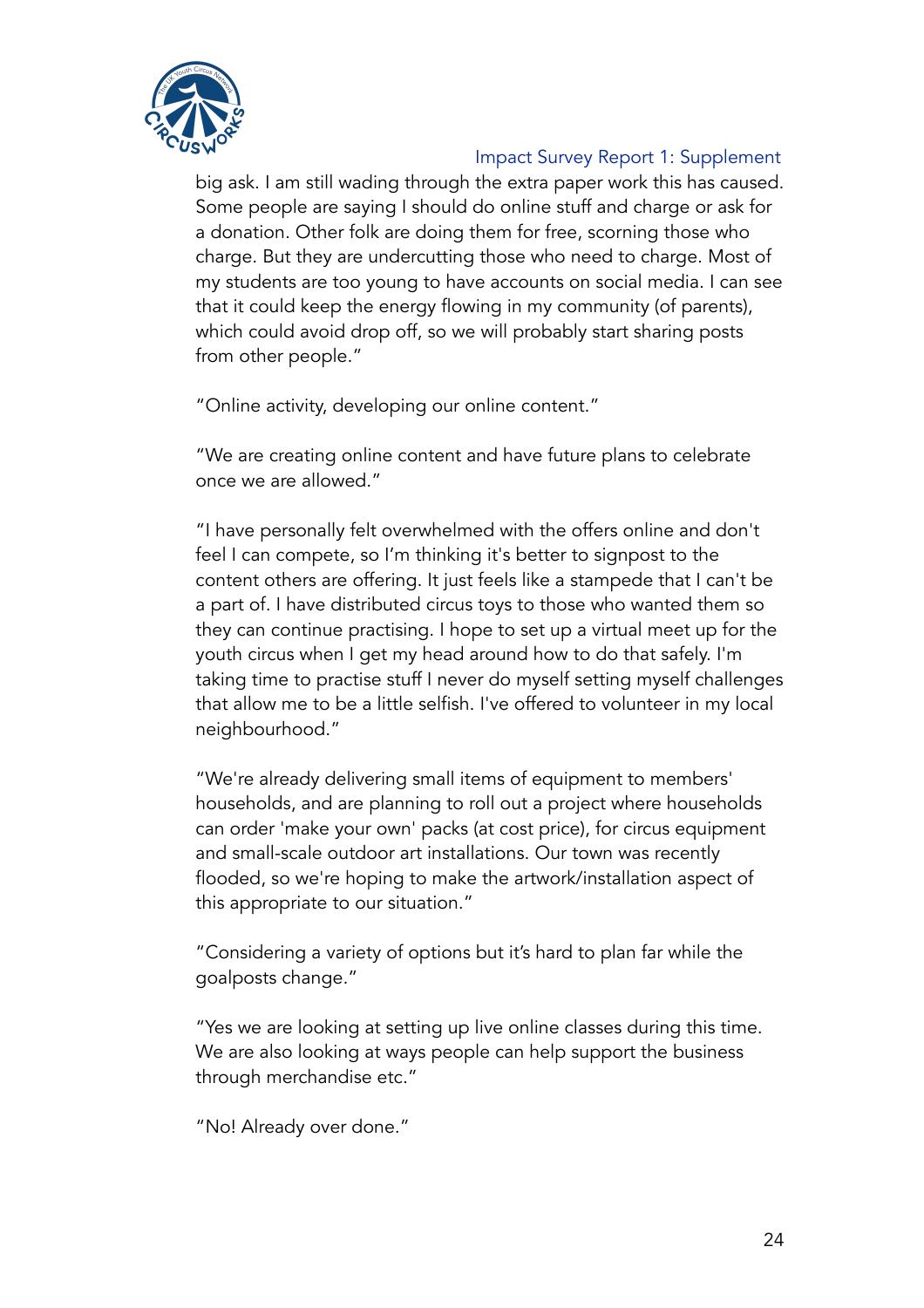big ask. I am still wading through the extra paper work this has caused. Some people are saying I should do online stuff and charge or ask for a donation. Other folk are doing them for free, scorning those who charge. But they are undercutting those who need to charge. Most of my students are too young to have accounts on social media. I can see that it could keep the energy flowing in my community (of parents), which could avoid drop off, so we will probably start sharing posts from other people."

"Online activity, developing our online content."

"We are creating online content and have future plans to celebrate once we are allowed."

"I have personally felt overwhelmed with the offers online and don't feel I can compete, so I'm thinking it's better to signpost to the content others are offering. It just feels like a stampede that I can't be a part of. I have distributed circus toys to those who wanted them so they can continue practising. I hope to set up a virtual meet up for the youth circus when I get my head around how to do that safely. I'm taking time to practise stuff I never do myself setting myself challenges that allow me to be a little selfish. I've offered to volunteer in my local neighbourhood."

"We're already delivering small items of equipment to members' households, and are planning to roll out a project where households can order 'make your own' packs (at cost price), for circus equipment and small-scale outdoor art installations. Our town was recently flooded, so we're hoping to make the artwork/installation aspect of this appropriate to our situation."

"Considering a variety of options but it's hard to plan far while the goalposts change."

"Yes we are looking at setting up live online classes during this time. We are also looking at ways people can help support the business through merchandise etc."

"No! Already over done."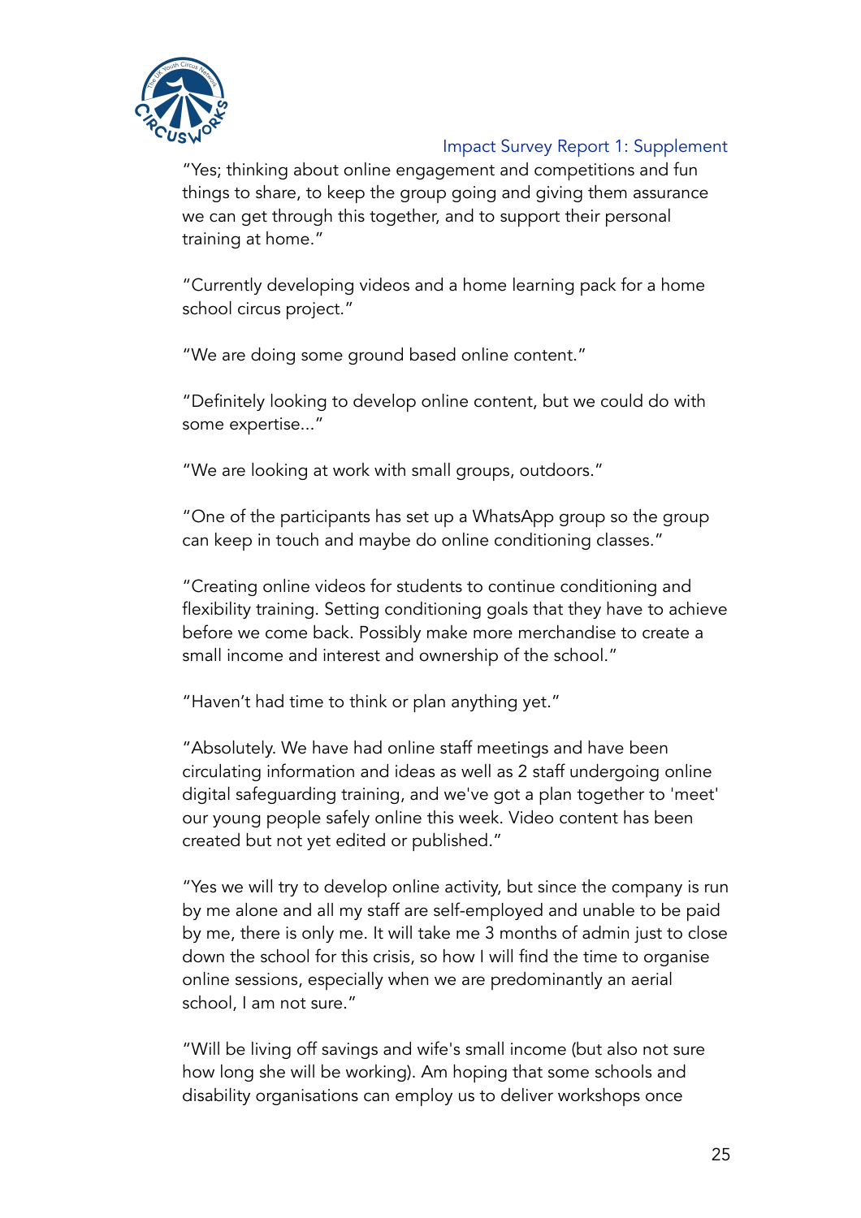"Yes; thinking about online engagement and competitions and fun things to share, to keep the group going and giving them assurance we can get through this together, and to support their personal training at home."

"Currently developing videos and a home learning pack for a home school circus project."

"We are doing some ground based online content."

"Definitely looking to develop online content, but we could do with some expertise..."

"We are looking at work with small groups, outdoors."

"One of the participants has set up a WhatsApp group so the group can keep in touch and maybe do online conditioning classes."

"Creating online videos for students to continue conditioning and flexibility training. Setting conditioning goals that they have to achieve before we come back. Possibly make more merchandise to create a small income and interest and ownership of the school."

"Haven't had time to think or plan anything yet."

"Absolutely. We have had online staff meetings and have been circulating information and ideas as well as 2 staff undergoing online digital safeguarding training, and we've got a plan together to 'meet' our young people safely online this week. Video content has been created but not yet edited or published."

"Yes we will try to develop online activity, but since the company is run by me alone and all my staff are self-employed and unable to be paid by me, there is only me. It will take me 3 months of admin just to close down the school for this crisis, so how I will find the time to organise online sessions, especially when we are predominantly an aerial school, I am not sure."

"Will be living off savings and wife's small income (but also not sure how long she will be working). Am hoping that some schools and disability organisations can employ us to deliver workshops once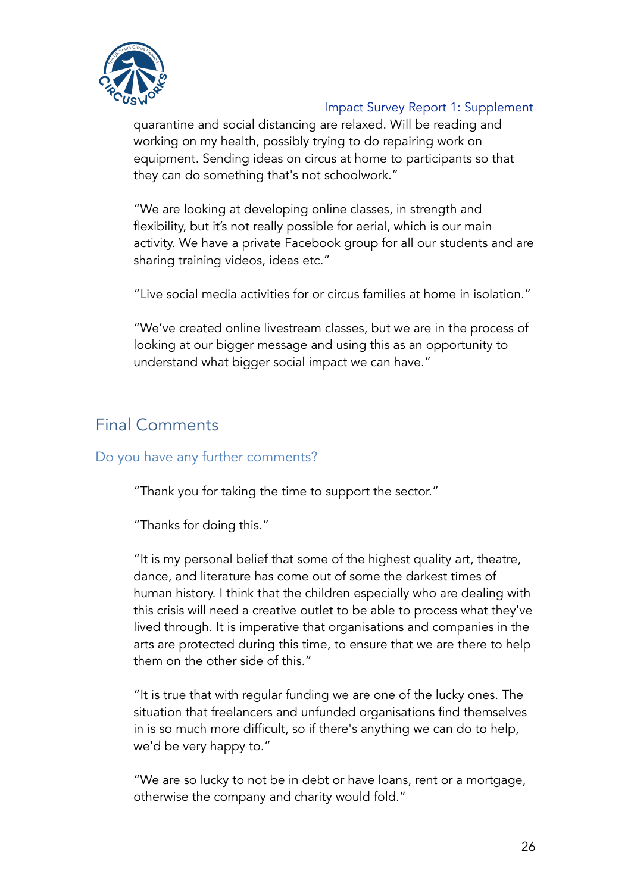quarantine and social distancing are relaxed. Will be reading and working on my health, possibly trying to do repairing work on equipment. Sending ideas on circus at home to participants so that they can do something that's not schoolwork."

"We are looking at developing online classes, in strength and flexibility, but it's not really possible for aerial, which is our main activity. We have a private Facebook group for all our students and are sharing training videos, ideas etc."

"Live social media activities for or circus families at home in isolation."

"We've created online livestream classes, but we are in the process of looking at our bigger message and using this as an opportunity to understand what bigger social impact we can have."

## Final Comments

### Do you have any further comments?

"Thank you for taking the time to support the sector."

"Thanks for doing this."

"It is my personal belief that some of the highest quality art, theatre, dance, and literature has come out of some the darkest times of human history. I think that the children especially who are dealing with this crisis will need a creative outlet to be able to process what they've lived through. It is imperative that organisations and companies in the arts are protected during this time, to ensure that we are there to help them on the other side of this."

"It is true that with regular funding we are one of the lucky ones. The situation that freelancers and unfunded organisations find themselves in is so much more difficult, so if there's anything we can do to help, we'd be very happy to."

"We are so lucky to not be in debt or have loans, rent or a mortgage, otherwise the company and charity would fold."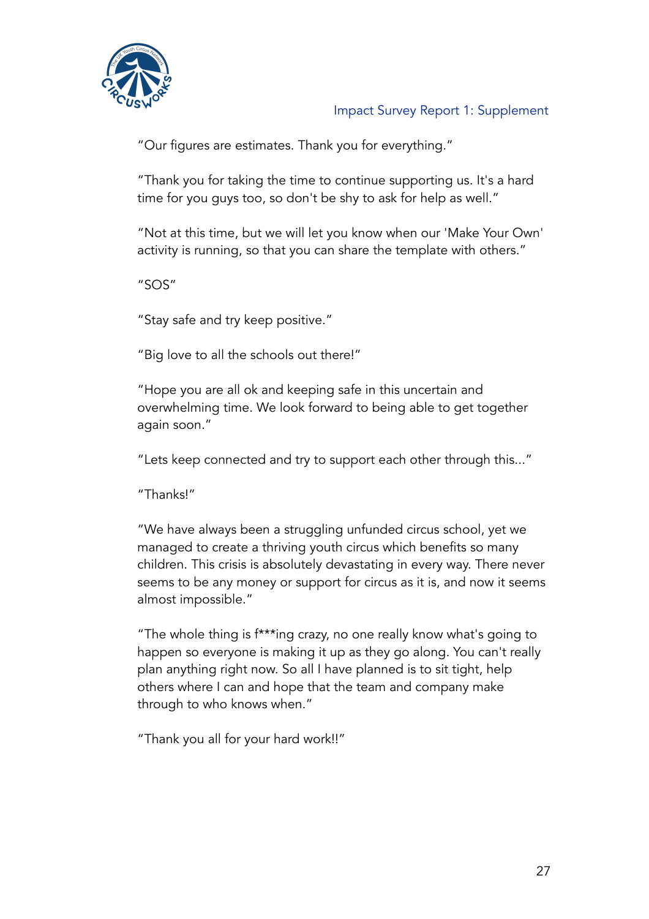"Our figures are estimates. Thank you for everything."

"Thank you for taking the time to continue supporting us. It's a hard time for you guys too, so don't be shy to ask for help as well."

"Not at this time, but we will let you know when our 'Make Your Own' activity is running, so that you can share the template with others."

"SOS"

"Stay safe and try keep positive."

"Big love to all the schools out there!"

"Hope you are all ok and keeping safe in this uncertain and overwhelming time. We look forward to being able to get together again soon."

"Lets keep connected and try to support each other through this..."

"Thanks!"

"We have always been a struggling unfunded circus school, yet we managed to create a thriving youth circus which benefits so many children. This crisis is absolutely devastating in every way. There never seems to be any money or support for circus as it is, and now it seems almost impossible."

"The whole thing is f***ing crazy, no one really know what's going to happen so everyone is making it up as they go along. You can't really plan anything right now. So all I have planned is to sit tight, help others where I can and hope that the team and company make through to who knows when."

"Thank you all for your hard work!!"